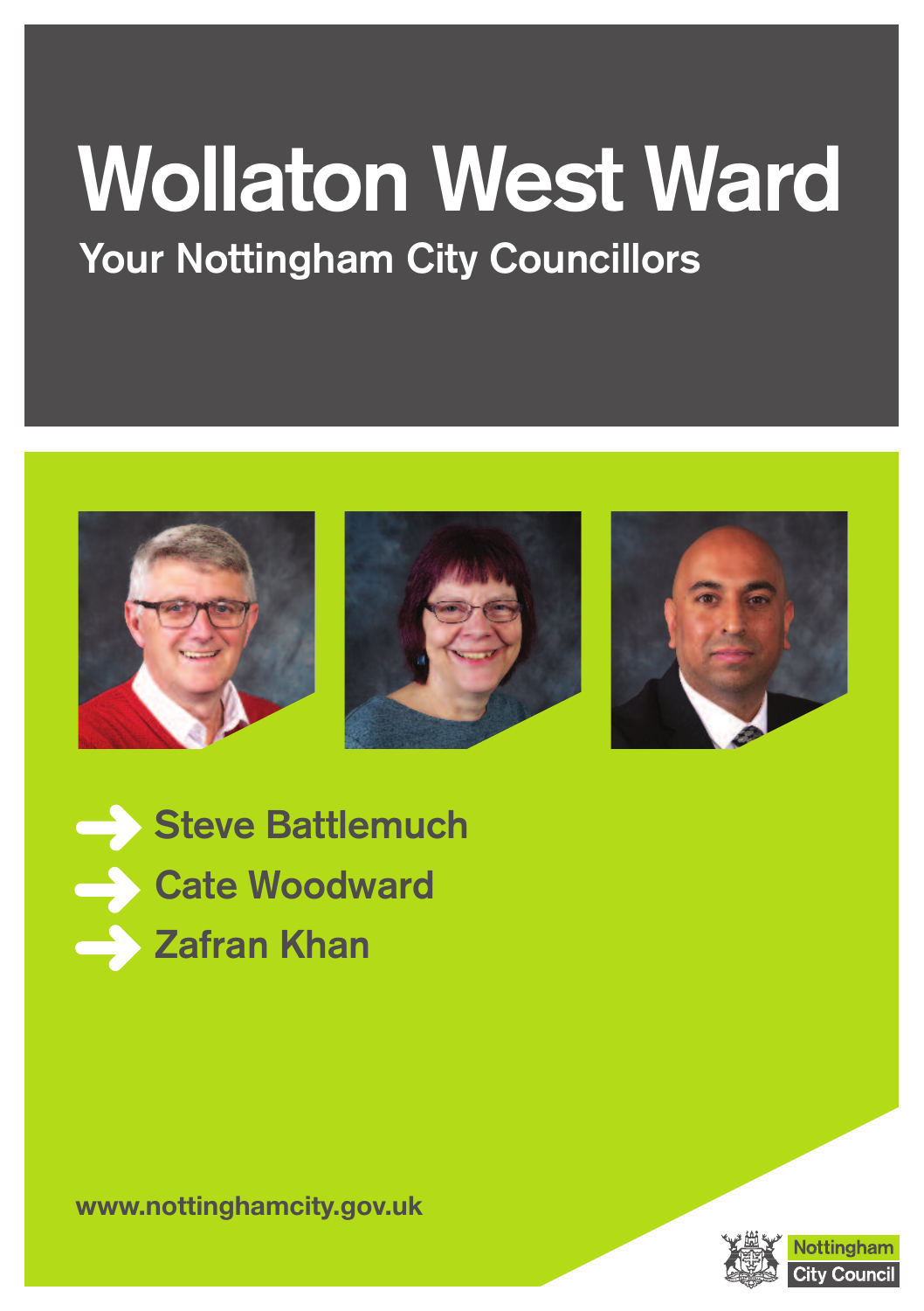# Wollaton West Ward

## Your Nottingham City Councillors

- Steve Battlemuch
- Cate Woodward
- Zafran Khan

www.nottinghamcity.gov.uk

Nottingham City Council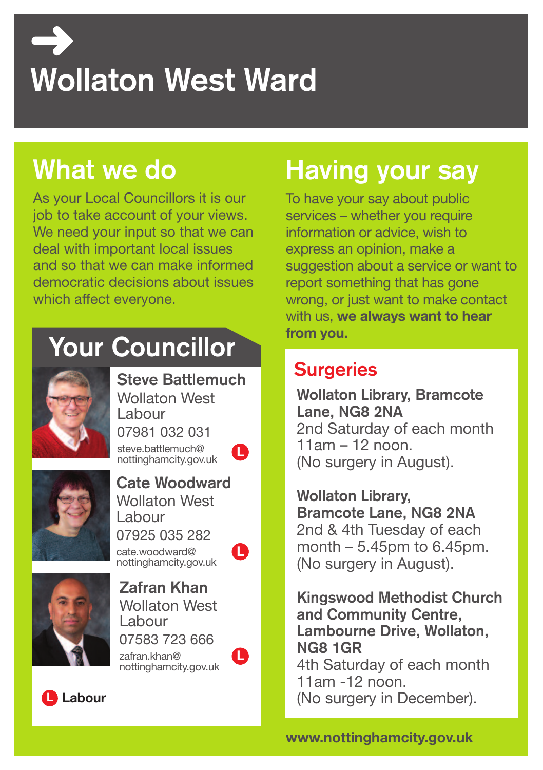# Wollaton West Ward

## What we do

As your Local Councillors it is our job to take account of your views. We need your input so that we can deal with important local issues and so that we can make informed democratic decisions about issues which affect everyone.

## Your Councillor

**Steve Battlemuch**
Wollaton West
Labour
07981 032 031
steve.battlemuch@nottinghamcity.gov.uk

**Cate Woodward**
Wollaton West
Labour
07925 035 282
cate.woodward@nottinghamcity.gov.uk

**Zafran Khan**
Wollaton West
Labour
07583 723 666
zafran.khan@nottinghamcity.gov.uk

L **Labour**

## Having your say

To have your say about public services – whether you require information or advice, wish to express an opinion, make a suggestion about a service or want to report something that has gone wrong, or just want to make contact with us, **we always want to hear from you.**

### Surgeries

**Wollaton Library, Bramcote Lane, NG8 2NA**
2nd Saturday of each month 11am – 12 noon.
(No surgery in August).

**Wollaton Library, Bramcote Lane, NG8 2NA**
2nd & 4th Tuesday of each month – 5.45pm to 6.45pm.
(No surgery in August).

**Kingswood Methodist Church and Community Centre, Lambourne Drive, Wollaton, NG8 1GR**
4th Saturday of each month 11am -12 noon.
(No surgery in December).

**www.nottinghamcity.gov.uk**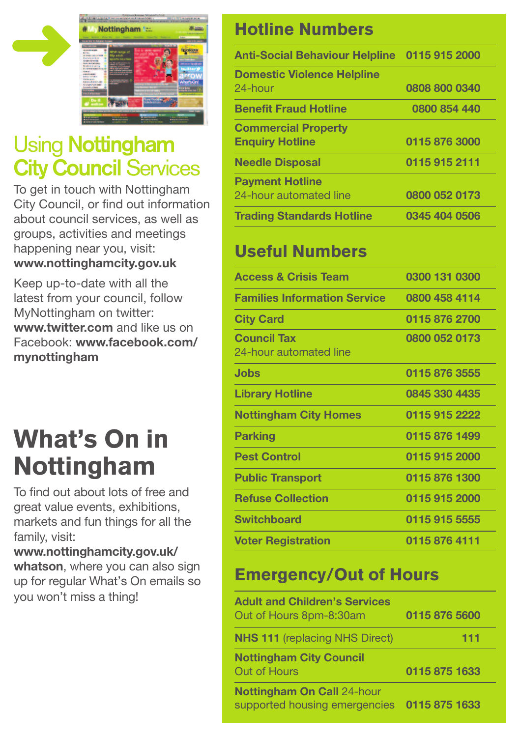## Using Nottingham City Council Services

To get in touch with Nottingham City Council, or find out information about council services, as well as groups, activities and meetings happening near you, visit: **www.nottinghamcity.gov.uk**

Keep up-to-date with all the latest from your council, follow MyNottingham on twitter: **www.twitter.com** and like us on Facebook: **www.facebook.com/mynottingham**

## What's On in Nottingham

To find out about lots of free and great value events, exhibitions, markets and fun things for all the family, visit: **www.nottinghamcity.gov.uk/whatson**, where you can also sign up for regular What's On emails so you won't miss a thing!

## Hotline Numbers

| Service | Number |
|---|---|
| **Anti-Social Behaviour Helpline** | 0115 915 2000 |
| **Domestic Violence Helpline** 24-hour | 0808 800 0340 |
| **Benefit Fraud Hotline** | 0800 854 440 |
| **Commercial Property Enquiry Hotline** | 0115 876 3000 |
| **Needle Disposal** | 0115 915 2111 |
| **Payment Hotline** 24-hour automated line | 0800 052 0173 |
| **Trading Standards Hotline** | 0345 404 0506 |

## Useful Numbers

| Service | Number |
|---|---|
| **Access & Crisis Team** | 0300 131 0300 |
| **Families Information Service** | 0800 458 4114 |
| **City Card** | 0115 876 2700 |
| **Council Tax** 24-hour automated line | 0800 052 0173 |
| **Jobs** | 0115 876 3555 |
| **Library Hotline** | 0845 330 4435 |
| **Nottingham City Homes** | 0115 915 2222 |
| **Parking** | 0115 876 1499 |
| **Pest Control** | 0115 915 2000 |
| **Public Transport** | 0115 876 1300 |
| **Refuse Collection** | 0115 915 2000 |
| **Switchboard** | 0115 915 5555 |
| **Voter Registration** | 0115 876 4111 |

## Emergency/Out of Hours

| Service | Number |
|---|---|
| **Adult and Children's Services** Out of Hours 8pm-8:30am | 0115 876 5600 |
| **NHS 111** (replacing NHS Direct) | 111 |
| **Nottingham City Council** Out of Hours | 0115 875 1633 |
| **Nottingham On Call** 24-hour supported housing emergencies | 0115 875 1633 |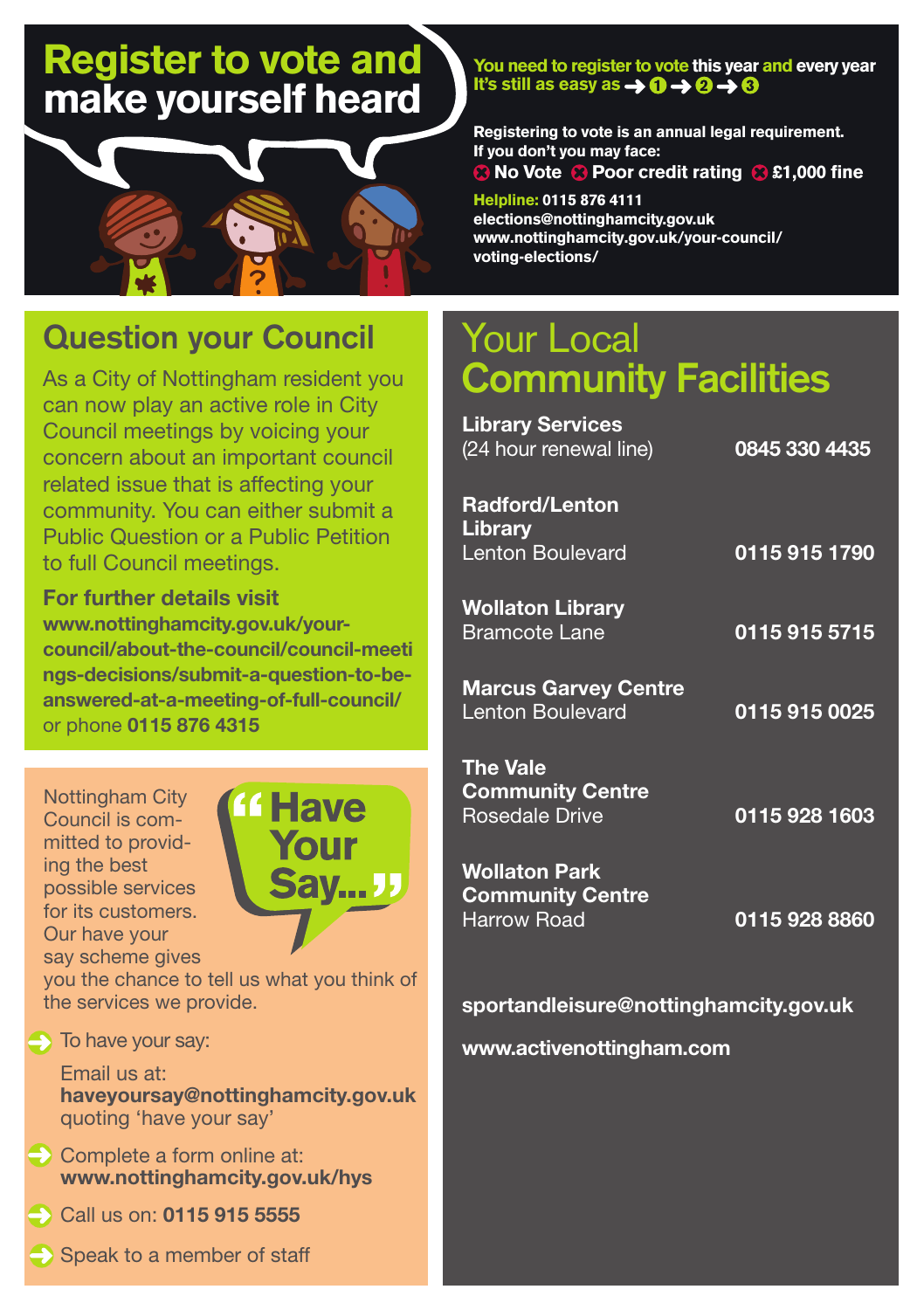# Register to vote and make yourself heard

You need to register to vote **this year** and **every year**
It's still as easy as ➔ ❶ ➔ ❷ ➔ ❸

**Registering to vote is an annual legal requirement.**
**If you don't you may face:**
**No Vote** **Poor credit rating** **£1,000 fine**

**Helpline: 0115 876 4111**
**elections@nottinghamcity.gov.uk**
**www.nottinghamcity.gov.uk/your-council/voting-elections/**

## Question your Council

As a City of Nottingham resident you can now play an active role in City Council meetings by voicing your concern about an important council related issue that is affecting your community. You can either submit a Public Question or a Public Petition to full Council meetings.

**For further details visit**
**www.nottinghamcity.gov.uk/your-council/about-the-council/council-meetings-decisions/submit-a-question-to-be-answered-at-a-meeting-of-full-council/** or phone **0115 876 4315**

## "Have Your Say..."

Nottingham City Council is committed to providing the best possible services for its customers. Our have your say scheme gives you the chance to tell us what you think of the services we provide.

- To have your say:

  Email us at:
  **haveyoursay@nottinghamcity.gov.uk** quoting 'have your say'

- Complete a form online at:
  **www.nottinghamcity.gov.uk/hys**

- Call us on: **0115 915 5555**

- Speak to a member of staff

## Your Local Community Facilities

| | |
|---|---|
| **Library Services** (24 hour renewal line) | **0845 330 4435** |
| **Radford/Lenton Library** Lenton Boulevard | **0115 915 1790** |
| **Wollaton Library** Bramcote Lane | **0115 915 5715** |
| **Marcus Garvey Centre** Lenton Boulevard | **0115 915 0025** |
| **The Vale Community Centre** Rosedale Drive | **0115 928 1603** |
| **Wollaton Park Community Centre** Harrow Road | **0115 928 8860** |

**sportandleisure@nottinghamcity.gov.uk**

**www.activenottingham.com**